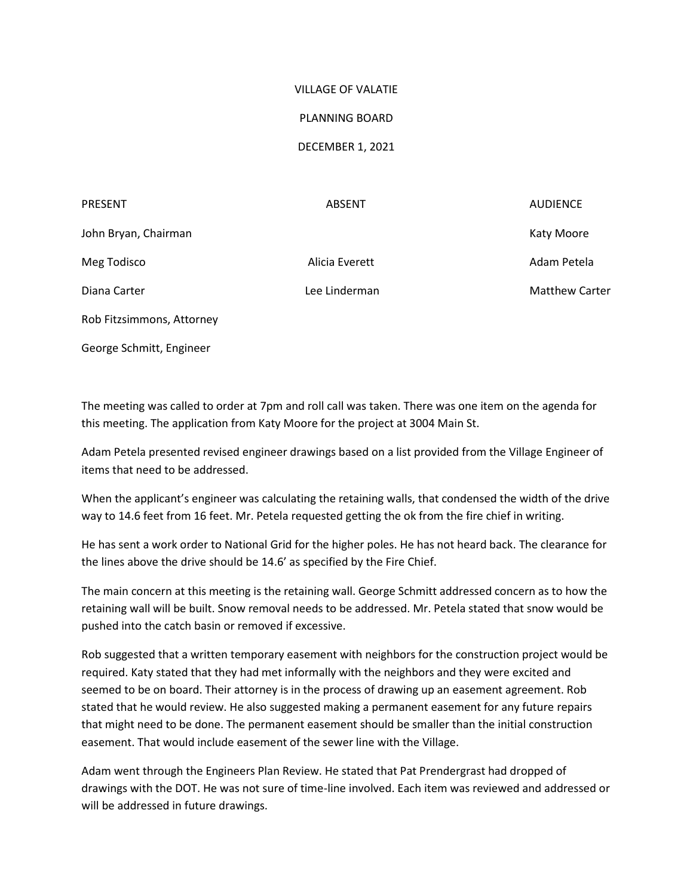# VILLAGE OF VALATIE

## PLANNING BOARD

## DECEMBER 1, 2021

| PRESENT | ABSENT | AUDIENCE |
|---|---|---|
| John Bryan, Chairman | | Katy Moore |
| Meg Todisco | Alicia Everett | Adam Petela |
| Diana Carter | Lee Linderman | Matthew Carter |
| Rob Fitzsimmons, Attorney | | |
| George Schmitt, Engineer | | |

The meeting was called to order at 7pm and roll call was taken. There was one item on the agenda for this meeting. The application from Katy Moore for the project at 3004 Main St.

Adam Petela presented revised engineer drawings based on a list provided from the Village Engineer of items that need to be addressed.

When the applicant's engineer was calculating the retaining walls, that condensed the width of the drive way to 14.6 feet from 16 feet. Mr. Petela requested getting the ok from the fire chief in writing.

He has sent a work order to National Grid for the higher poles. He has not heard back. The clearance for the lines above the drive should be 14.6' as specified by the Fire Chief.

The main concern at this meeting is the retaining wall. George Schmitt addressed concern as to how the retaining wall will be built. Snow removal needs to be addressed. Mr. Petela stated that snow would be pushed into the catch basin or removed if excessive.

Rob suggested that a written temporary easement with neighbors for the construction project would be required. Katy stated that they had met informally with the neighbors and they were excited and seemed to be on board. Their attorney is in the process of drawing up an easement agreement. Rob stated that he would review. He also suggested making a permanent easement for any future repairs that might need to be done. The permanent easement should be smaller than the initial construction easement. That would include easement of the sewer line with the Village.

Adam went through the Engineers Plan Review. He stated that Pat Prendergrast had dropped of drawings with the DOT. He was not sure of time-line involved. Each item was reviewed and addressed or will be addressed in future drawings.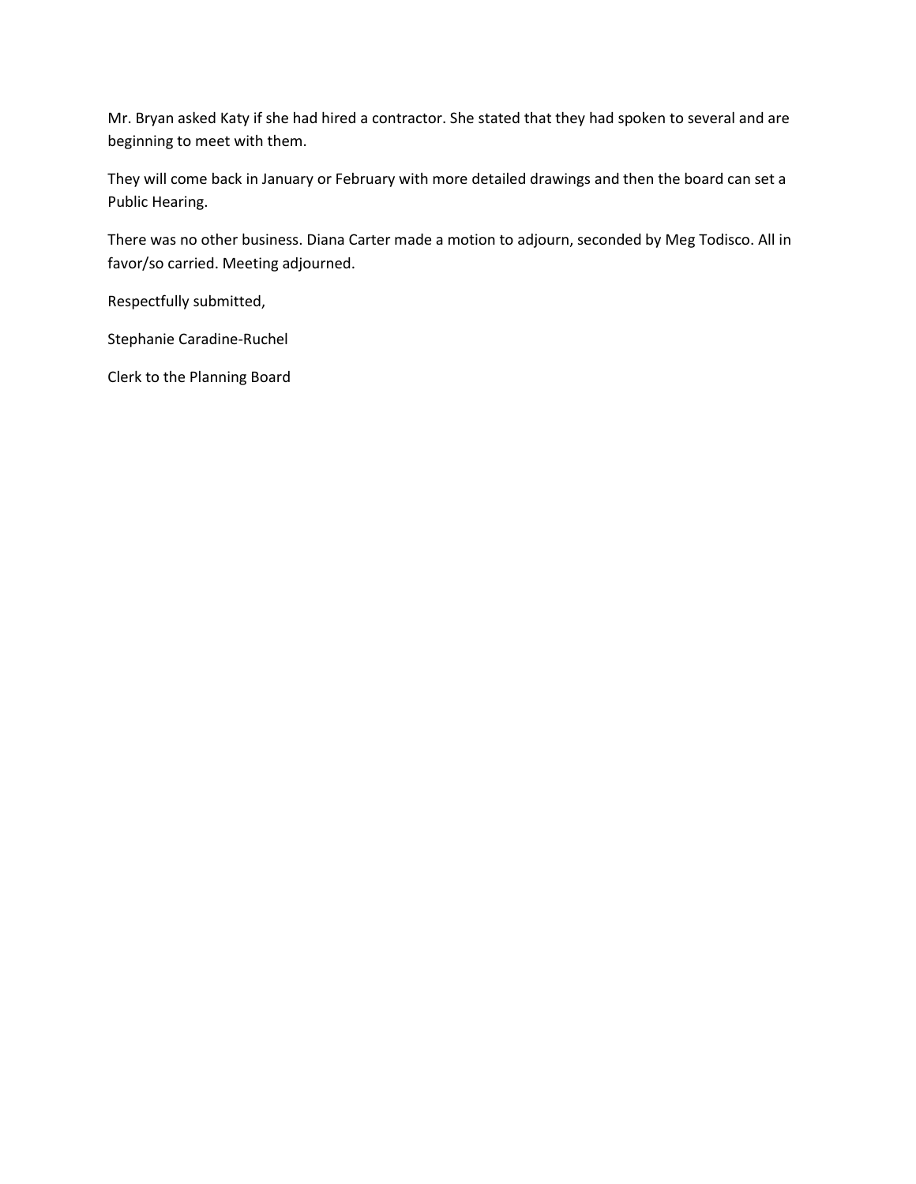Mr. Bryan asked Katy if she had hired a contractor. She stated that they had spoken to several and are beginning to meet with them.

They will come back in January or February with more detailed drawings and then the board can set a Public Hearing.

There was no other business. Diana Carter made a motion to adjourn, seconded by Meg Todisco. All in favor/so carried. Meeting adjourned.

Respectfully submitted,

Stephanie Caradine-Ruchel

Clerk to the Planning Board